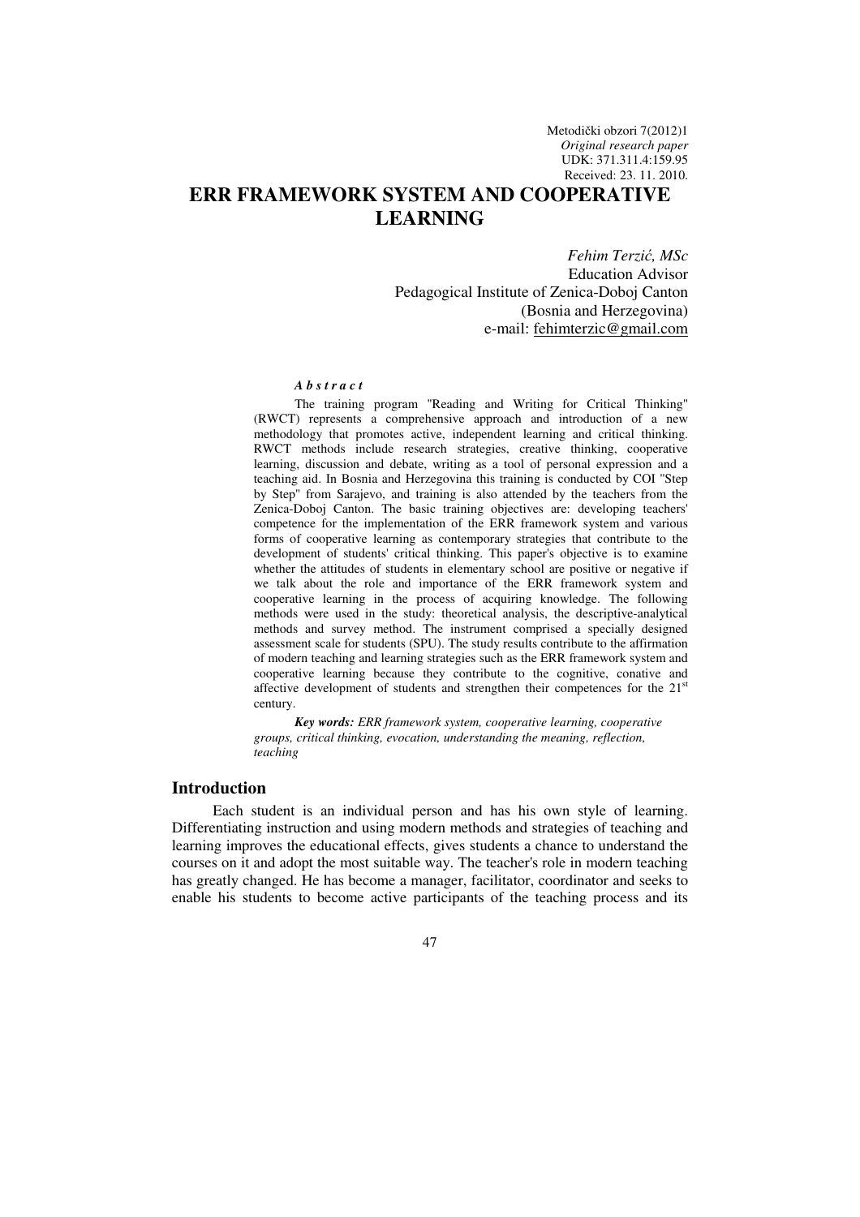Metodički obzori 7(2012)1
*Original research paper*
UDK: 371.311.4:159.95
Received: 23. 11. 2010.

# ERR FRAMEWORK SYSTEM AND COOPERATIVE LEARNING

*Fehim Terzić, MSc*
Education Advisor
Pedagogical Institute of Zenica-Doboj Canton
(Bosnia and Herzegovina)
e-mail: fehimterzic@gmail.com

***A b s t r a c t***

The training program "Reading and Writing for Critical Thinking" (RWCT) represents a comprehensive approach and introduction of a new methodology that promotes active, independent learning and critical thinking. RWCT methods include research strategies, creative thinking, cooperative learning, discussion and debate, writing as a tool of personal expression and a teaching aid. In Bosnia and Herzegovina this training is conducted by COI "Step by Step" from Sarajevo, and training is also attended by the teachers from the Zenica-Doboj Canton. The basic training objectives are: developing teachers' competence for the implementation of the ERR framework system and various forms of cooperative learning as contemporary strategies that contribute to the development of students' critical thinking. This paper's objective is to examine whether the attitudes of students in elementary school are positive or negative if we talk about the role and importance of the ERR framework system and cooperative learning in the process of acquiring knowledge. The following methods were used in the study: theoretical analysis, the descriptive-analytical methods and survey method. The instrument comprised a specially designed assessment scale for students (SPU). The study results contribute to the affirmation of modern teaching and learning strategies such as the ERR framework system and cooperative learning because they contribute to the cognitive, conative and affective development of students and strengthen their competences for the 21st century.

***Key words:*** *ERR framework system, cooperative learning, cooperative groups, critical thinking, evocation, understanding the meaning, reflection, teaching*

## Introduction

Each student is an individual person and has his own style of learning. Differentiating instruction and using modern methods and strategies of teaching and learning improves the educational effects, gives students a chance to understand the courses on it and adopt the most suitable way. The teacher's role in modern teaching has greatly changed. He has become a manager, facilitator, coordinator and seeks to enable his students to become active participants of the teaching process and its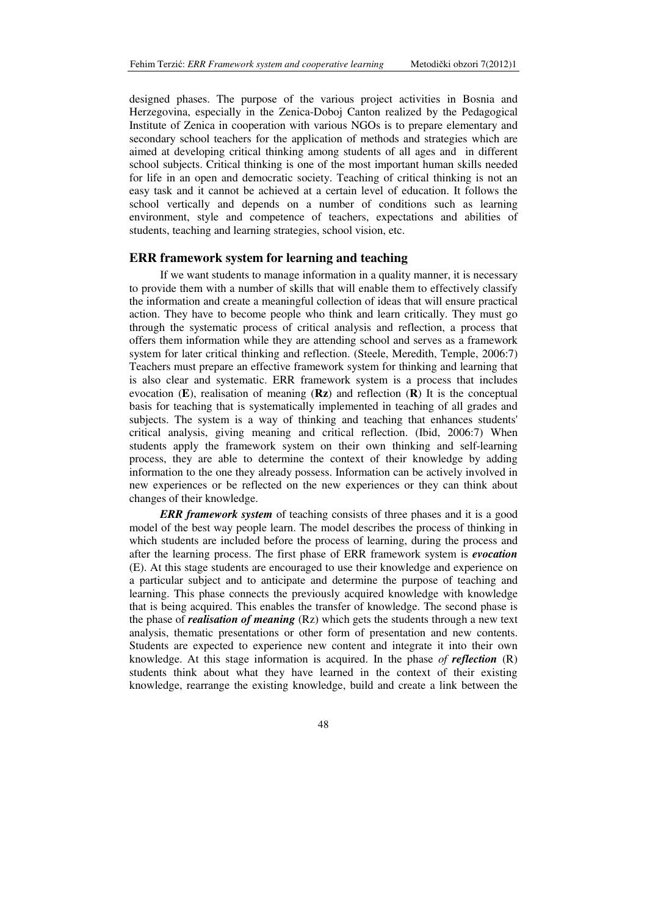designed phases. The purpose of the various project activities in Bosnia and Herzegovina, especially in the Zenica-Doboj Canton realized by the Pedagogical Institute of Zenica in cooperation with various NGOs is to prepare elementary and secondary school teachers for the application of methods and strategies which are aimed at developing critical thinking among students of all ages and in different school subjects. Critical thinking is one of the most important human skills needed for life in an open and democratic society. Teaching of critical thinking is not an easy task and it cannot be achieved at a certain level of education. It follows the school vertically and depends on a number of conditions such as learning environment, style and competence of teachers, expectations and abilities of students, teaching and learning strategies, school vision, etc.

## ERR framework system for learning and teaching

If we want students to manage information in a quality manner, it is necessary to provide them with a number of skills that will enable them to effectively classify the information and create a meaningful collection of ideas that will ensure practical action. They have to become people who think and learn critically. They must go through the systematic process of critical analysis and reflection, a process that offers them information while they are attending school and serves as a framework system for later critical thinking and reflection. (Steele, Meredith, Temple, 2006:7) Teachers must prepare an effective framework system for thinking and learning that is also clear and systematic. ERR framework system is a process that includes evocation (**E**), realisation of meaning (**Rz**) and reflection (**R**) It is the conceptual basis for teaching that is systematically implemented in teaching of all grades and subjects. The system is a way of thinking and teaching that enhances students' critical analysis, giving meaning and critical reflection. (Ibid, 2006:7) When students apply the framework system on their own thinking and self-learning process, they are able to determine the context of their knowledge by adding information to the one they already possess. Information can be actively involved in new experiences or be reflected on the new experiences or they can think about changes of their knowledge.

***ERR framework system*** of teaching consists of three phases and it is a good model of the best way people learn. The model describes the process of thinking in which students are included before the process of learning, during the process and after the learning process. The first phase of ERR framework system is ***evocation*** (E). At this stage students are encouraged to use their knowledge and experience on a particular subject and to anticipate and determine the purpose of teaching and learning. This phase connects the previously acquired knowledge with knowledge that is being acquired. This enables the transfer of knowledge. The second phase is the phase of ***realisation of meaning*** (Rz) which gets the students through a new text analysis, thematic presentations or other form of presentation and new contents. Students are expected to experience new content and integrate it into their own knowledge. At this stage information is acquired. In the phase *of* ***reflection*** (R) students think about what they have learned in the context of their existing knowledge, rearrange the existing knowledge, build and create a link between the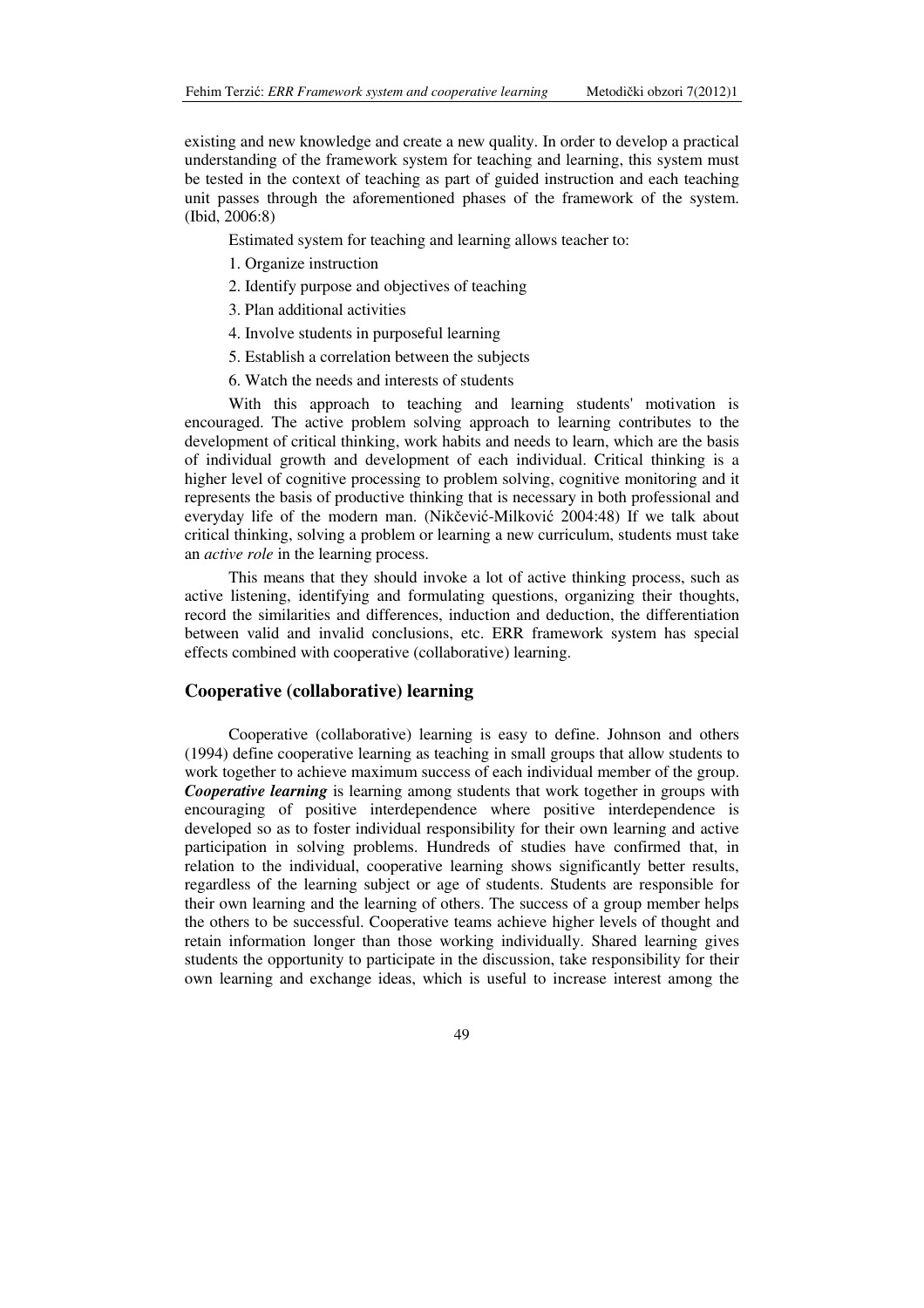existing and new knowledge and create a new quality. In order to develop a practical understanding of the framework system for teaching and learning, this system must be tested in the context of teaching as part of guided instruction and each teaching unit passes through the aforementioned phases of the framework of the system. (Ibid, 2006:8)

Estimated system for teaching and learning allows teacher to:

1. Organize instruction
2. Identify purpose and objectives of teaching
3. Plan additional activities
4. Involve students in purposeful learning
5. Establish a correlation between the subjects
6. Watch the needs and interests of students

With this approach to teaching and learning students' motivation is encouraged. The active problem solving approach to learning contributes to the development of critical thinking, work habits and needs to learn, which are the basis of individual growth and development of each individual. Critical thinking is a higher level of cognitive processing to problem solving, cognitive monitoring and it represents the basis of productive thinking that is necessary in both professional and everyday life of the modern man. (Nikčević-Milković 2004:48) If we talk about critical thinking, solving a problem or learning a new curriculum, students must take an *active role* in the learning process.

This means that they should invoke a lot of active thinking process, such as active listening, identifying and formulating questions, organizing their thoughts, record the similarities and differences, induction and deduction, the differentiation between valid and invalid conclusions, etc. ERR framework system has special effects combined with cooperative (collaborative) learning.

## Cooperative (collaborative) learning

Cooperative (collaborative) learning is easy to define. Johnson and others (1994) define cooperative learning as teaching in small groups that allow students to work together to achieve maximum success of each individual member of the group. ***Cooperative learning*** is learning among students that work together in groups with encouraging of positive interdependence where positive interdependence is developed so as to foster individual responsibility for their own learning and active participation in solving problems. Hundreds of studies have confirmed that, in relation to the individual, cooperative learning shows significantly better results, regardless of the learning subject or age of students. Students are responsible for their own learning and the learning of others. The success of a group member helps the others to be successful. Cooperative teams achieve higher levels of thought and retain information longer than those working individually. Shared learning gives students the opportunity to participate in the discussion, take responsibility for their own learning and exchange ideas, which is useful to increase interest among the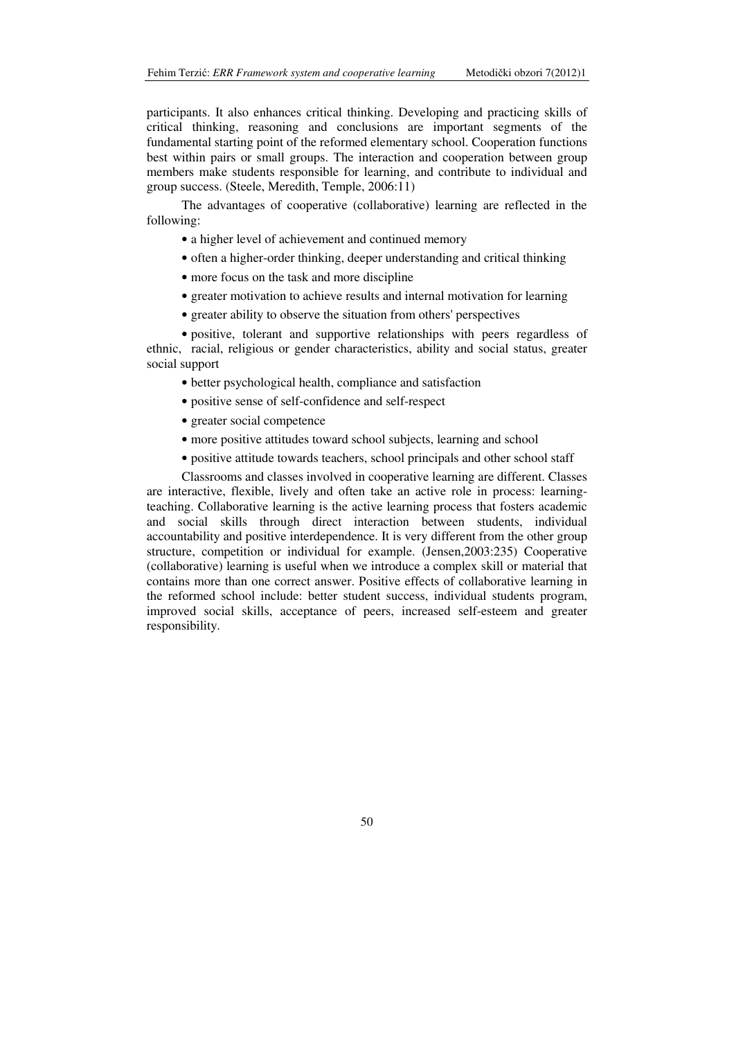participants. It also enhances critical thinking. Developing and practicing skills of critical thinking, reasoning and conclusions are important segments of the fundamental starting point of the reformed elementary school. Cooperation functions best within pairs or small groups. The interaction and cooperation between group members make students responsible for learning, and contribute to individual and group success. (Steele, Meredith, Temple, 2006:11)

The advantages of cooperative (collaborative) learning are reflected in the following:

- a higher level of achievement and continued memory
- often a higher-order thinking, deeper understanding and critical thinking
- more focus on the task and more discipline
- greater motivation to achieve results and internal motivation for learning
- greater ability to observe the situation from others' perspectives
- positive, tolerant and supportive relationships with peers regardless of ethnic, racial, religious or gender characteristics, ability and social status, greater social support
- better psychological health, compliance and satisfaction
- positive sense of self-confidence and self-respect
- greater social competence
- more positive attitudes toward school subjects, learning and school
- positive attitude towards teachers, school principals and other school staff

Classrooms and classes involved in cooperative learning are different. Classes are interactive, flexible, lively and often take an active role in process: learning-teaching. Collaborative learning is the active learning process that fosters academic and social skills through direct interaction between students, individual accountability and positive interdependence. It is very different from the other group structure, competition or individual for example. (Jensen,2003:235) Cooperative (collaborative) learning is useful when we introduce a complex skill or material that contains more than one correct answer. Positive effects of collaborative learning in the reformed school include: better student success, individual students program, improved social skills, acceptance of peers, increased self-esteem and greater responsibility.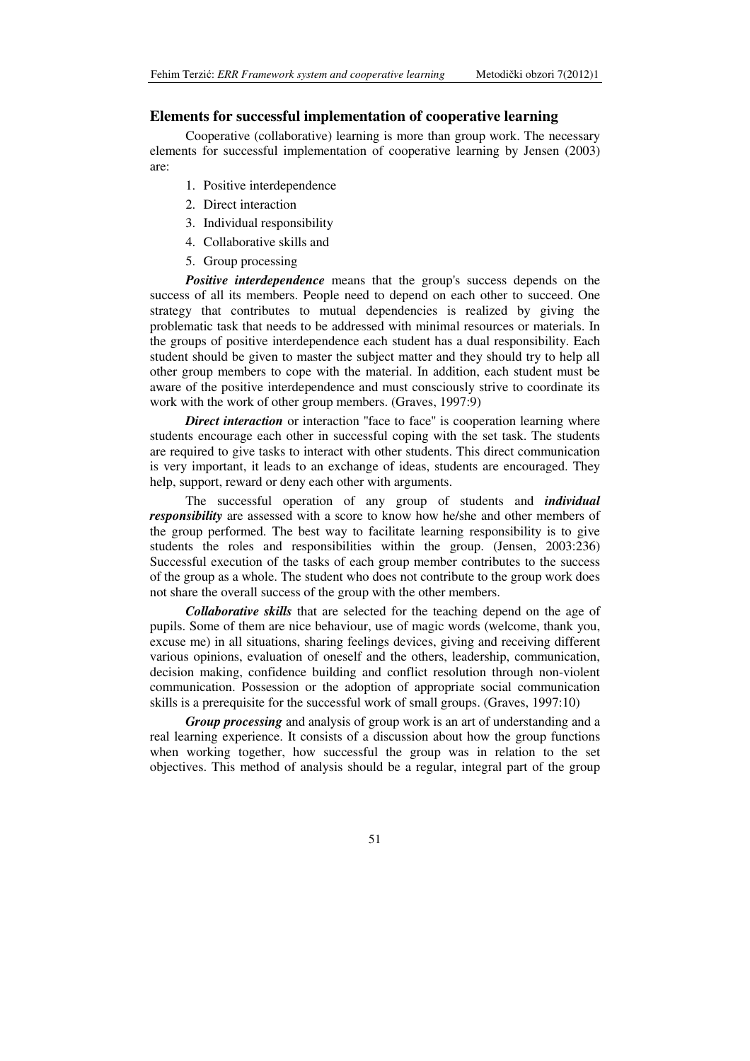## Elements for successful implementation of cooperative learning

Cooperative (collaborative) learning is more than group work. The necessary elements for successful implementation of cooperative learning by Jensen (2003) are:

1. Positive interdependence
2. Direct interaction
3. Individual responsibility
4. Collaborative skills and
5. Group processing

***Positive interdependence*** means that the group's success depends on the success of all its members. People need to depend on each other to succeed. One strategy that contributes to mutual dependencies is realized by giving the problematic task that needs to be addressed with minimal resources or materials. In the groups of positive interdependence each student has a dual responsibility. Each student should be given to master the subject matter and they should try to help all other group members to cope with the material. In addition, each student must be aware of the positive interdependence and must consciously strive to coordinate its work with the work of other group members. (Graves, 1997:9)

***Direct interaction*** or interaction "face to face" is cooperation learning where students encourage each other in successful coping with the set task. The students are required to give tasks to interact with other students. This direct communication is very important, it leads to an exchange of ideas, students are encouraged. They help, support, reward or deny each other with arguments.

The successful operation of any group of students and ***individual responsibility*** are assessed with a score to know how he/she and other members of the group performed. The best way to facilitate learning responsibility is to give students the roles and responsibilities within the group. (Jensen, 2003:236) Successful execution of the tasks of each group member contributes to the success of the group as a whole. The student who does not contribute to the group work does not share the overall success of the group with the other members.

***Collaborative skills*** that are selected for the teaching depend on the age of pupils. Some of them are nice behaviour, use of magic words (welcome, thank you, excuse me) in all situations, sharing feelings devices, giving and receiving different various opinions, evaluation of oneself and the others, leadership, communication, decision making, confidence building and conflict resolution through non-violent communication. Possession or the adoption of appropriate social communication skills is a prerequisite for the successful work of small groups. (Graves, 1997:10)

***Group processing*** and analysis of group work is an art of understanding and a real learning experience. It consists of a discussion about how the group functions when working together, how successful the group was in relation to the set objectives. This method of analysis should be a regular, integral part of the group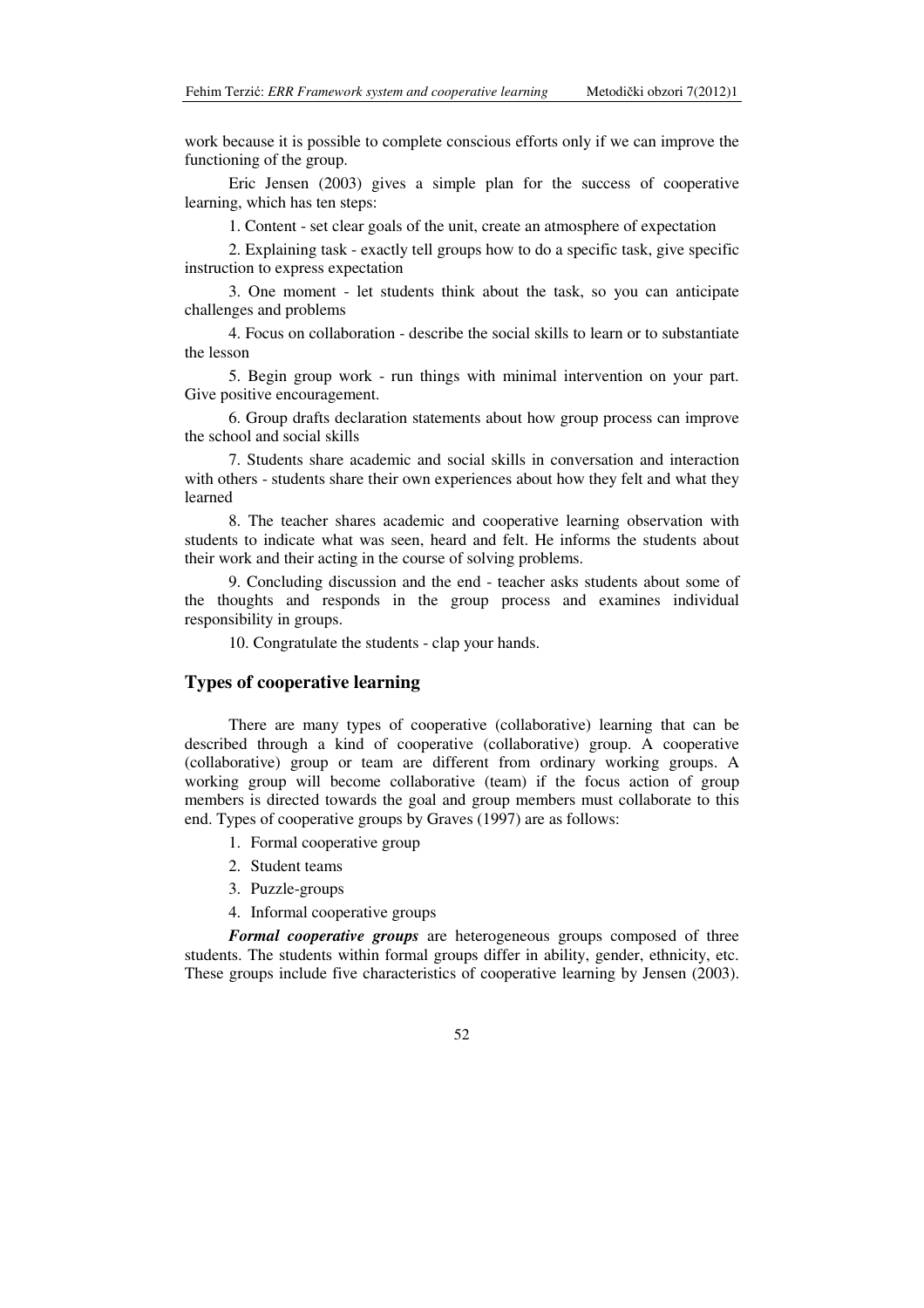work because it is possible to complete conscious efforts only if we can improve the functioning of the group.

Eric Jensen (2003) gives a simple plan for the success of cooperative learning, which has ten steps:

1. Content - set clear goals of the unit, create an atmosphere of expectation

2. Explaining task - exactly tell groups how to do a specific task, give specific instruction to express expectation

3. One moment - let students think about the task, so you can anticipate challenges and problems

4. Focus on collaboration - describe the social skills to learn or to substantiate the lesson

5. Begin group work - run things with minimal intervention on your part. Give positive encouragement.

6. Group drafts declaration statements about how group process can improve the school and social skills

7. Students share academic and social skills in conversation and interaction with others - students share their own experiences about how they felt and what they learned

8. The teacher shares academic and cooperative learning observation with students to indicate what was seen, heard and felt. He informs the students about their work and their acting in the course of solving problems.

9. Concluding discussion and the end - teacher asks students about some of the thoughts and responds in the group process and examines individual responsibility in groups.

10. Congratulate the students - clap your hands.

## Types of cooperative learning

There are many types of cooperative (collaborative) learning that can be described through a kind of cooperative (collaborative) group. A cooperative (collaborative) group or team are different from ordinary working groups. A working group will become collaborative (team) if the focus action of group members is directed towards the goal and group members must collaborate to this end. Types of cooperative groups by Graves (1997) are as follows:

1. Formal cooperative group
2. Student teams
3. Puzzle-groups
4. Informal cooperative groups

***Formal cooperative groups*** are heterogeneous groups composed of three students. The students within formal groups differ in ability, gender, ethnicity, etc. These groups include five characteristics of cooperative learning by Jensen (2003).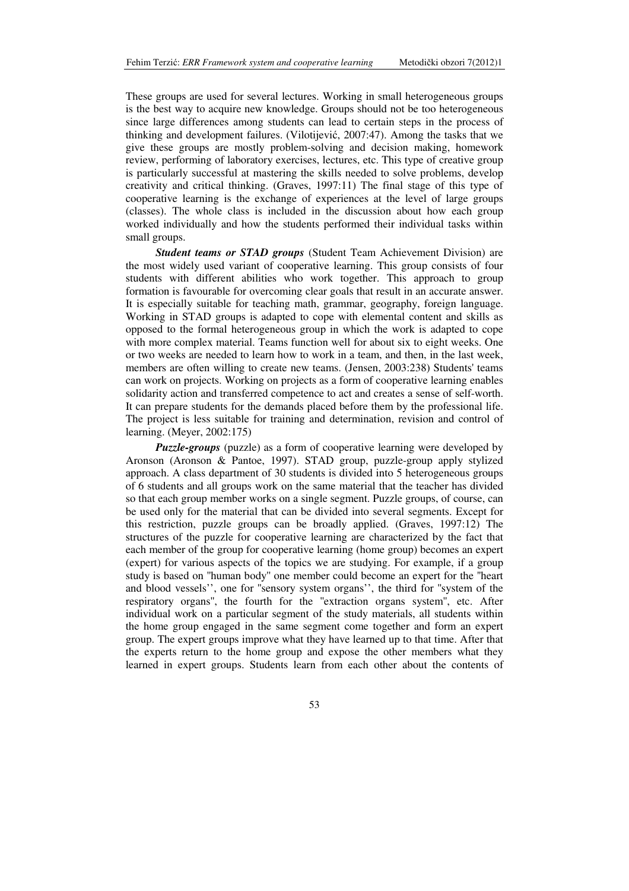These groups are used for several lectures. Working in small heterogeneous groups is the best way to acquire new knowledge. Groups should not be too heterogeneous since large differences among students can lead to certain steps in the process of thinking and development failures. (Vilotijević, 2007:47). Among the tasks that we give these groups are mostly problem-solving and decision making, homework review, performing of laboratory exercises, lectures, etc. This type of creative group is particularly successful at mastering the skills needed to solve problems, develop creativity and critical thinking. (Graves, 1997:11) The final stage of this type of cooperative learning is the exchange of experiences at the level of large groups (classes). The whole class is included in the discussion about how each group worked individually and how the students performed their individual tasks within small groups.

***Student teams or STAD groups*** (Student Team Achievement Division) are the most widely used variant of cooperative learning. This group consists of four students with different abilities who work together. This approach to group formation is favourable for overcoming clear goals that result in an accurate answer. It is especially suitable for teaching math, grammar, geography, foreign language. Working in STAD groups is adapted to cope with elemental content and skills as opposed to the formal heterogeneous group in which the work is adapted to cope with more complex material. Teams function well for about six to eight weeks. One or two weeks are needed to learn how to work in a team, and then, in the last week, members are often willing to create new teams. (Jensen, 2003:238) Students' teams can work on projects. Working on projects as a form of cooperative learning enables solidarity action and transferred competence to act and creates a sense of self-worth. It can prepare students for the demands placed before them by the professional life. The project is less suitable for training and determination, revision and control of learning. (Meyer, 2002:175)

***Puzzle-groups*** (puzzle) as a form of cooperative learning were developed by Aronson (Aronson & Pantoe, 1997). STAD group, puzzle-group apply stylized approach. A class department of 30 students is divided into 5 heterogeneous groups of 6 students and all groups work on the same material that the teacher has divided so that each group member works on a single segment. Puzzle groups, of course, can be used only for the material that can be divided into several segments. Except for this restriction, puzzle groups can be broadly applied. (Graves, 1997:12) The structures of the puzzle for cooperative learning are characterized by the fact that each member of the group for cooperative learning (home group) becomes an expert (expert) for various aspects of the topics we are studying. For example, if a group study is based on "human body" one member could become an expert for the "heart and blood vessels'', one for "sensory system organs'', the third for "system of the respiratory organs", the fourth for the "extraction organs system", etc. After individual work on a particular segment of the study materials, all students within the home group engaged in the same segment come together and form an expert group. The expert groups improve what they have learned up to that time. After that the experts return to the home group and expose the other members what they learned in expert groups. Students learn from each other about the contents of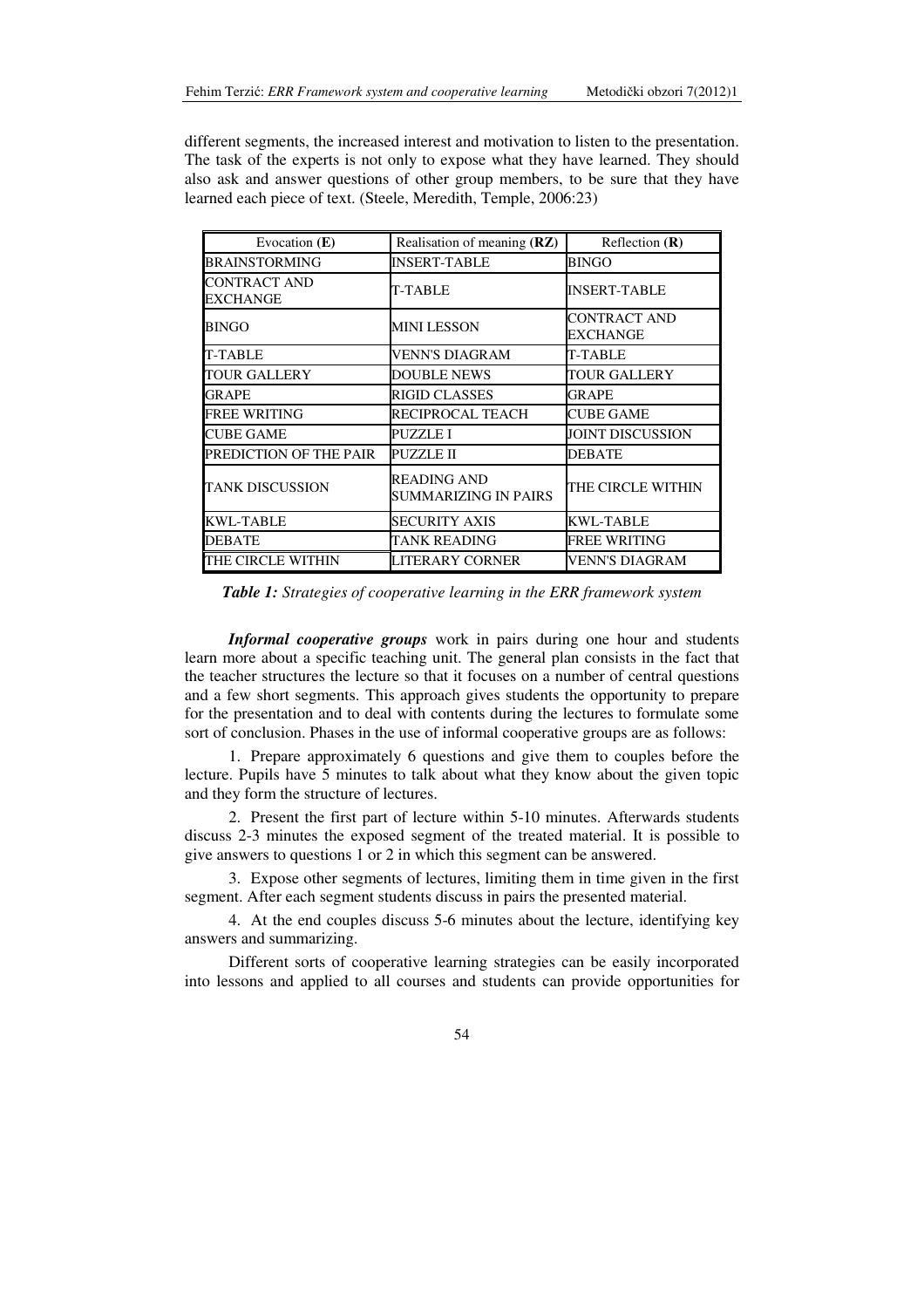different segments, the increased interest and motivation to listen to the presentation. The task of the experts is not only to expose what they have learned. They should also ask and answer questions of other group members, to be sure that they have learned each piece of text. (Steele, Meredith, Temple, 2006:23)

| Evocation (**E**) | Realisation of meaning (**RZ**) | Reflection (**R**) |
|---|---|---|
| BRAINSTORMING | INSERT-TABLE | BINGO |
| CONTRACT AND EXCHANGE | T-TABLE | INSERT-TABLE |
| BINGO | MINI LESSON | CONTRACT AND EXCHANGE |
| T-TABLE | VENN'S DIAGRAM | T-TABLE |
| TOUR GALLERY | DOUBLE NEWS | TOUR GALLERY |
| GRAPE | RIGID CLASSES | GRAPE |
| FREE WRITING | RECIPROCAL TEACH | CUBE GAME |
| CUBE GAME | PUZZLE I | JOINT DISCUSSION |
| PREDICTION OF THE PAIR | PUZZLE II | DEBATE |
| TANK DISCUSSION | READING AND SUMMARIZING IN PAIRS | THE CIRCLE WITHIN |
| KWL-TABLE | SECURITY AXIS | KWL-TABLE |
| DEBATE | TANK READING | FREE WRITING |
| THE CIRCLE WITHIN | LITERARY CORNER | VENN'S DIAGRAM |

***Table 1:*** *Strategies of cooperative learning in the ERR framework system*

***Informal cooperative groups*** work in pairs during one hour and students learn more about a specific teaching unit. The general plan consists in the fact that the teacher structures the lecture so that it focuses on a number of central questions and a few short segments. This approach gives students the opportunity to prepare for the presentation and to deal with contents during the lectures to formulate some sort of conclusion. Phases in the use of informal cooperative groups are as follows:

1. Prepare approximately 6 questions and give them to couples before the lecture. Pupils have 5 minutes to talk about what they know about the given topic and they form the structure of lectures.

2. Present the first part of lecture within 5-10 minutes. Afterwards students discuss 2-3 minutes the exposed segment of the treated material. It is possible to give answers to questions 1 or 2 in which this segment can be answered.

3. Expose other segments of lectures, limiting them in time given in the first segment. After each segment students discuss in pairs the presented material.

4. At the end couples discuss 5-6 minutes about the lecture, identifying key answers and summarizing.

Different sorts of cooperative learning strategies can be easily incorporated into lessons and applied to all courses and students can provide opportunities for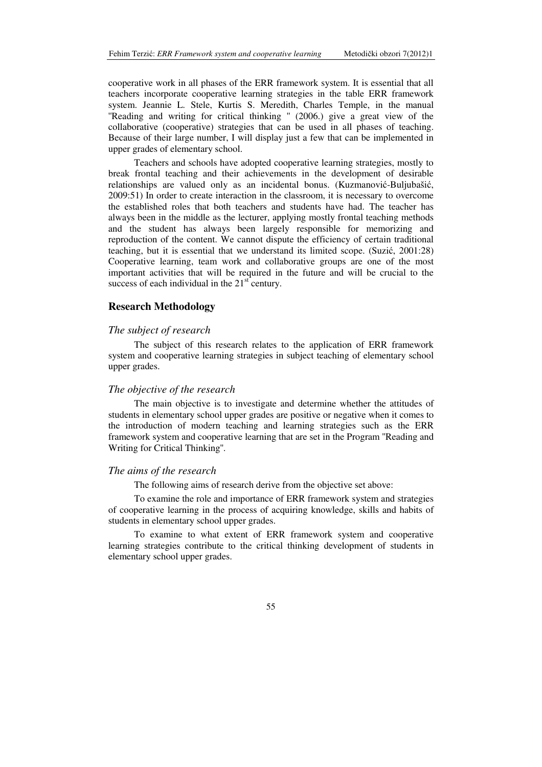cooperative work in all phases of the ERR framework system. It is essential that all teachers incorporate cooperative learning strategies in the table ERR framework system. Jeannie L. Stele, Kurtis S. Meredith, Charles Temple, in the manual "Reading and writing for critical thinking " (2006.) give a great view of the collaborative (cooperative) strategies that can be used in all phases of teaching. Because of their large number, I will display just a few that can be implemented in upper grades of elementary school.

Teachers and schools have adopted cooperative learning strategies, mostly to break frontal teaching and their achievements in the development of desirable relationships are valued only as an incidental bonus. (Kuzmanović-Buljubašić, 2009:51) In order to create interaction in the classroom, it is necessary to overcome the established roles that both teachers and students have had. The teacher has always been in the middle as the lecturer, applying mostly frontal teaching methods and the student has always been largely responsible for memorizing and reproduction of the content. We cannot dispute the efficiency of certain traditional teaching, but it is essential that we understand its limited scope. (Suzić, 2001:28) Cooperative learning, team work and collaborative groups are one of the most important activities that will be required in the future and will be crucial to the success of each individual in the 21st century.

## Research Methodology

### *The subject of research*

The subject of this research relates to the application of ERR framework system and cooperative learning strategies in subject teaching of elementary school upper grades.

### *The objective of the research*

The main objective is to investigate and determine whether the attitudes of students in elementary school upper grades are positive or negative when it comes to the introduction of modern teaching and learning strategies such as the ERR framework system and cooperative learning that are set in the Program "Reading and Writing for Critical Thinking".

### *The aims of the research*

The following aims of research derive from the objective set above:

To examine the role and importance of ERR framework system and strategies of cooperative learning in the process of acquiring knowledge, skills and habits of students in elementary school upper grades.

To examine to what extent of ERR framework system and cooperative learning strategies contribute to the critical thinking development of students in elementary school upper grades.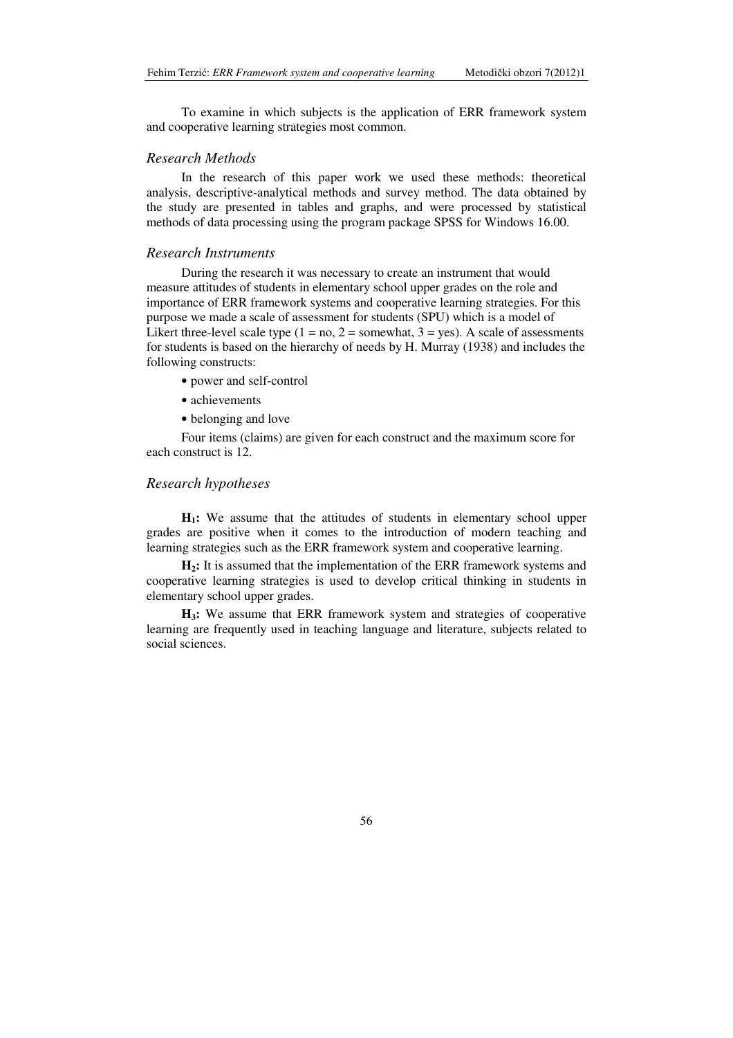To examine in which subjects is the application of ERR framework system and cooperative learning strategies most common.

### *Research Methods*

In the research of this paper work we used these methods: theoretical analysis, descriptive-analytical methods and survey method. The data obtained by the study are presented in tables and graphs, and were processed by statistical methods of data processing using the program package SPSS for Windows 16.00.

### *Research Instruments*

During the research it was necessary to create an instrument that would measure attitudes of students in elementary school upper grades on the role and importance of ERR framework systems and cooperative learning strategies. For this purpose we made a scale of assessment for students (SPU) which is a model of Likert three-level scale type (1 = no, 2 = somewhat, 3 = yes). A scale of assessments for students is based on the hierarchy of needs by H. Murray (1938) and includes the following constructs:

- power and self-control
- achievements
- belonging and love

Four items (claims) are given for each construct and the maximum score for each construct is 12.

### *Research hypotheses*

**$H_1$:** We assume that the attitudes of students in elementary school upper grades are positive when it comes to the introduction of modern teaching and learning strategies such as the ERR framework system and cooperative learning.

**$H_2$:** It is assumed that the implementation of the ERR framework systems and cooperative learning strategies is used to develop critical thinking in students in elementary school upper grades.

**$H_3$:** We assume that ERR framework system and strategies of cooperative learning are frequently used in teaching language and literature, subjects related to social sciences.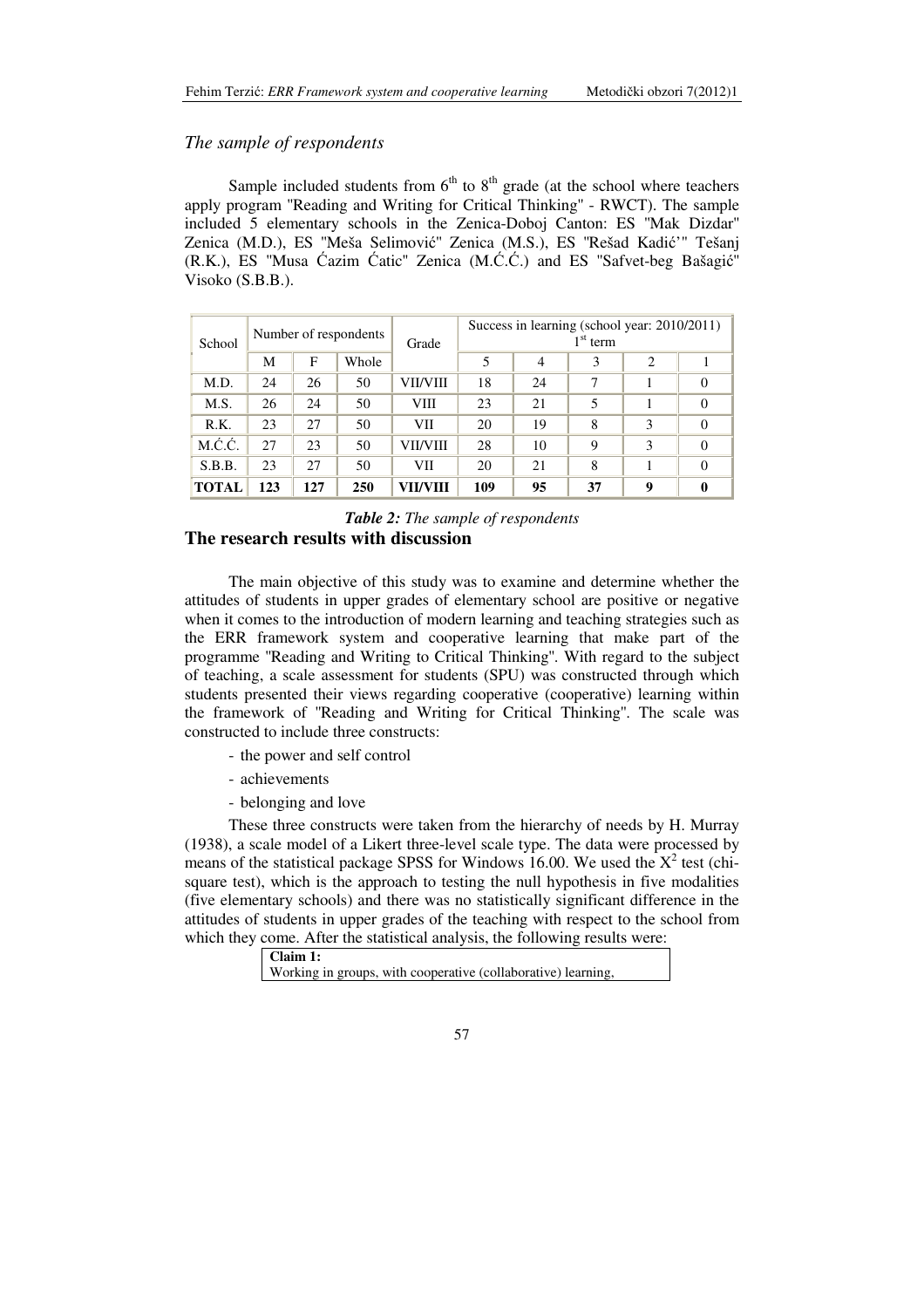*The sample of respondents*

Sample included students from $6^{th}$ to $8^{th}$ grade (at the school where teachers apply program "Reading and Writing for Critical Thinking" - RWCT). The sample included 5 elementary schools in the Zenica-Doboj Canton: ES "Mak Dizdar" Zenica (M.D.), ES "Meša Selimović" Zenica (M.S.), ES "Rešad Kadić'" Tešanj (R.K.), ES "Musa Ćazim Ćatic" Zenica (M.Ć.Ć.) and ES "Safvet-beg Bašagić" Visoko (S.B.B.).

| School | Number of respondents | | | Grade | Success in learning (school year: 2010/2011) 1st term | | | | |
|---|---|---|---|---|---|---|---|---|---|
| | M | F | Whole | | 5 | 4 | 3 | 2 | 1 |
| M.D. | 24 | 26 | 50 | VII/VIII | 18 | 24 | 7 | 1 | 0 |
| M.S. | 26 | 24 | 50 | VIII | 23 | 21 | 5 | 1 | 0 |
| R.K. | 23 | 27 | 50 | VII | 20 | 19 | 8 | 3 | 0 |
| M.Ć.Ć. | 27 | 23 | 50 | VII/VIII | 28 | 10 | 9 | 3 | 0 |
| S.B.B. | 23 | 27 | 50 | VII | 20 | 21 | 8 | 1 | 0 |
| **TOTAL** | **123** | **127** | **250** | **VII/VIII** | **109** | **95** | **37** | **9** | **0** |

***Table 2:*** *The sample of respondents*

## The research results with discussion

The main objective of this study was to examine and determine whether the attitudes of students in upper grades of elementary school are positive or negative when it comes to the introduction of modern learning and teaching strategies such as the ERR framework system and cooperative learning that make part of the programme "Reading and Writing to Critical Thinking". With regard to the subject of teaching, a scale assessment for students (SPU) was constructed through which students presented their views regarding cooperative (cooperative) learning within the framework of "Reading and Writing for Critical Thinking". The scale was constructed to include three constructs:

- the power and self control
- achievements
- belonging and love

These three constructs were taken from the hierarchy of needs by H. Murray (1938), a scale model of a Likert three-level scale type. The data were processed by means of the statistical package SPSS for Windows 16.00. We used the $X^2$ test (chi-square test), which is the approach to testing the null hypothesis in five modalities (five elementary schools) and there was no statistically significant difference in the attitudes of students in upper grades of the teaching with respect to the school from which they come. After the statistical analysis, the following results were:

| **Claim 1:** |
|---|
| Working in groups, with cooperative (collaborative) learning, |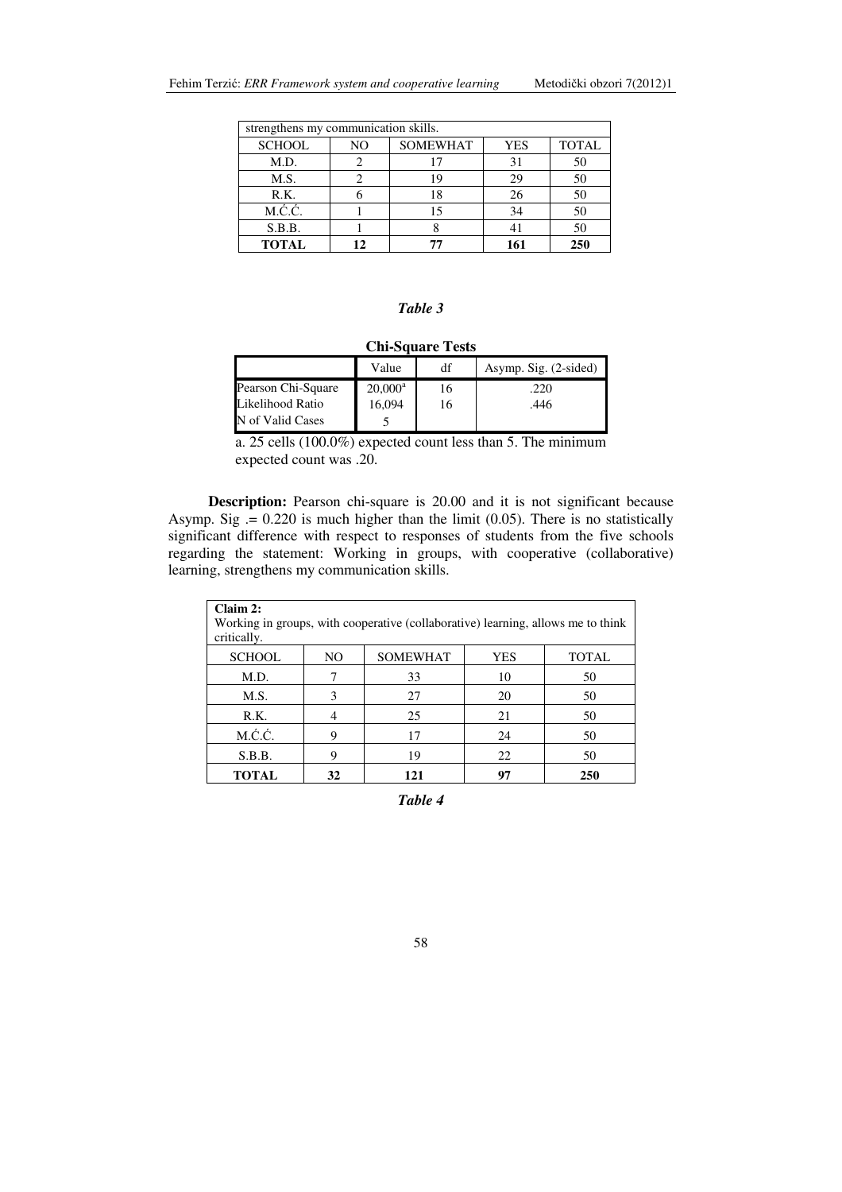| strengthens my communication skills. | | | | |
|---|---|---|---|---|
| SCHOOL | NO | SOMEWHAT | YES | TOTAL |
| M.D. | 2 | 17 | 31 | 50 |
| M.S. | 2 | 19 | 29 | 50 |
| R.K. | 6 | 18 | 26 | 50 |
| M.Ć.Ć. | 1 | 15 | 34 | 50 |
| S.B.B. | 1 | 8 | 41 | 50 |
| **TOTAL** | **12** | **77** | **161** | **250** |

*Table 3*

**Chi-Square Tests**

| | Value | df | Asymp. Sig. (2-sided) |
|---|---|---|---|
| Pearson Chi-Square | 20,000[a] | 16 | .220 |
| Likelihood Ratio | 16,094 | 16 | .446 |
| N of Valid Cases | 5 | | |

a. 25 cells (100.0%) expected count less than 5. The minimum expected count was .20.

**Description:** Pearson chi-square is 20.00 and it is not significant because Asymp. Sig .= 0.220 is much higher than the limit (0.05). There is no statistically significant difference with respect to responses of students from the five schools regarding the statement: Working in groups, with cooperative (collaborative) learning, strengthens my communication skills.

| **Claim 2:** Working in groups, with cooperative (collaborative) learning, allows me to think critically. | | | | |
|---|---|---|---|---|
| SCHOOL | NO | SOMEWHAT | YES | TOTAL |
| M.D. | 7 | 33 | 10 | 50 |
| M.S. | 3 | 27 | 20 | 50 |
| R.K. | 4 | 25 | 21 | 50 |
| M.Ć.Ć. | 9 | 17 | 24 | 50 |
| S.B.B. | 9 | 19 | 22 | 50 |
| **TOTAL** | **32** | **121** | **97** | **250** |

*Table 4*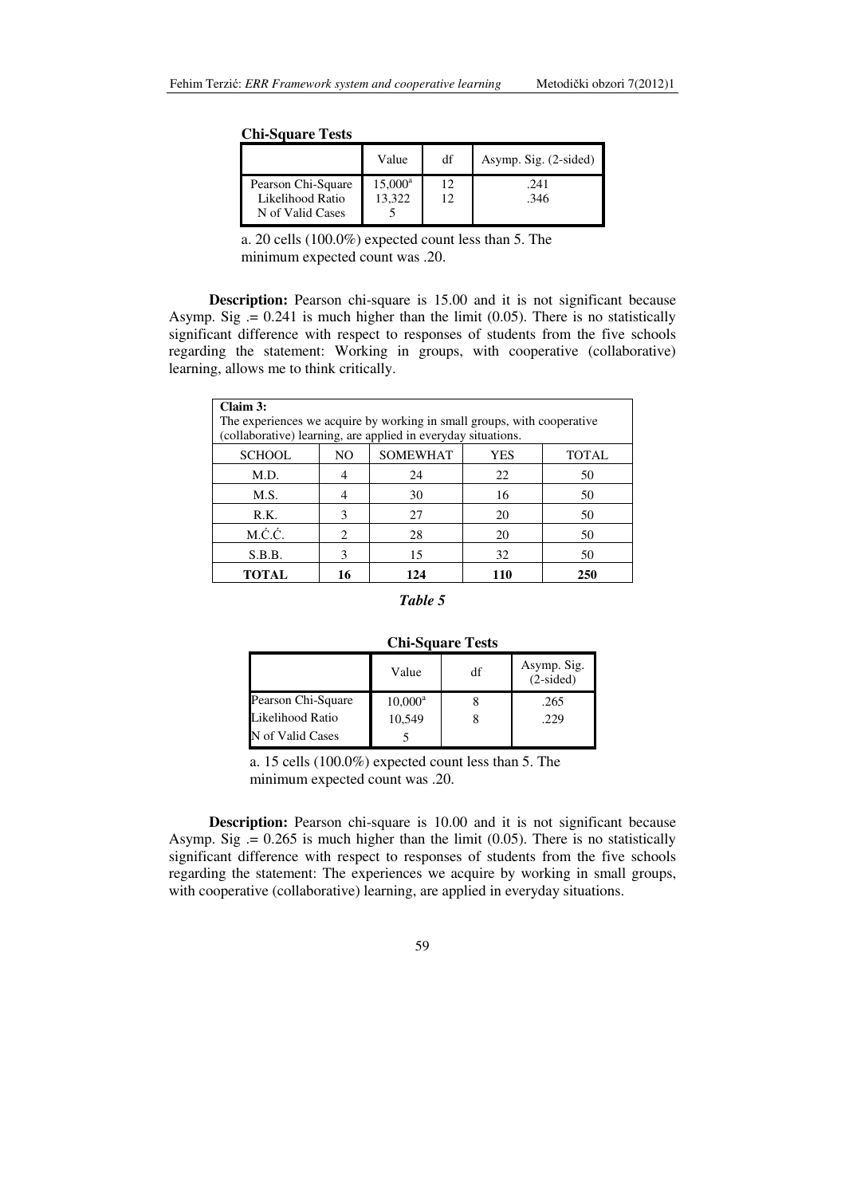**Chi-Square Tests**

| | Value | df | Asymp. Sig. (2-sided) |
|---|---|---|---|
| Pearson Chi-Square | 15,000[a] | 12 | .241 |
| Likelihood Ratio | 13,322 | 12 | .346 |
| N of Valid Cases | 5 | | |

a. 20 cells (100.0%) expected count less than 5. The minimum expected count was .20.

**Description:** Pearson chi-square is 15.00 and it is not significant because Asymp. Sig .= 0.241 is much higher than the limit (0.05). There is no statistically significant difference with respect to responses of students from the five schools regarding the statement: Working in groups, with cooperative (collaborative) learning, allows me to think critically.

**Claim 3:**
The experiences we acquire by working in small groups, with cooperative (collaborative) learning, are applied in everyday situations.

| SCHOOL | NO | SOMEWHAT | YES | TOTAL |
|---|---|---|---|---|
| M.D. | 4 | 24 | 22 | 50 |
| M.S. | 4 | 30 | 16 | 50 |
| R.K. | 3 | 27 | 20 | 50 |
| M.Ć.Ć. | 2 | 28 | 20 | 50 |
| S.B.B. | 3 | 15 | 32 | 50 |
| **TOTAL** | **16** | **124** | **110** | **250** |

*Table 5*

**Chi-Square Tests**

| | Value | df | Asymp. Sig. (2-sided) |
|---|---|---|---|
| Pearson Chi-Square | 10,000[a] | 8 | .265 |
| Likelihood Ratio | 10,549 | 8 | .229 |
| N of Valid Cases | 5 | | |

a. 15 cells (100.0%) expected count less than 5. The minimum expected count was .20.

**Description:** Pearson chi-square is 10.00 and it is not significant because Asymp. Sig .= 0.265 is much higher than the limit (0.05). There is no statistically significant difference with respect to responses of students from the five schools regarding the statement: The experiences we acquire by working in small groups, with cooperative (collaborative) learning, are applied in everyday situations.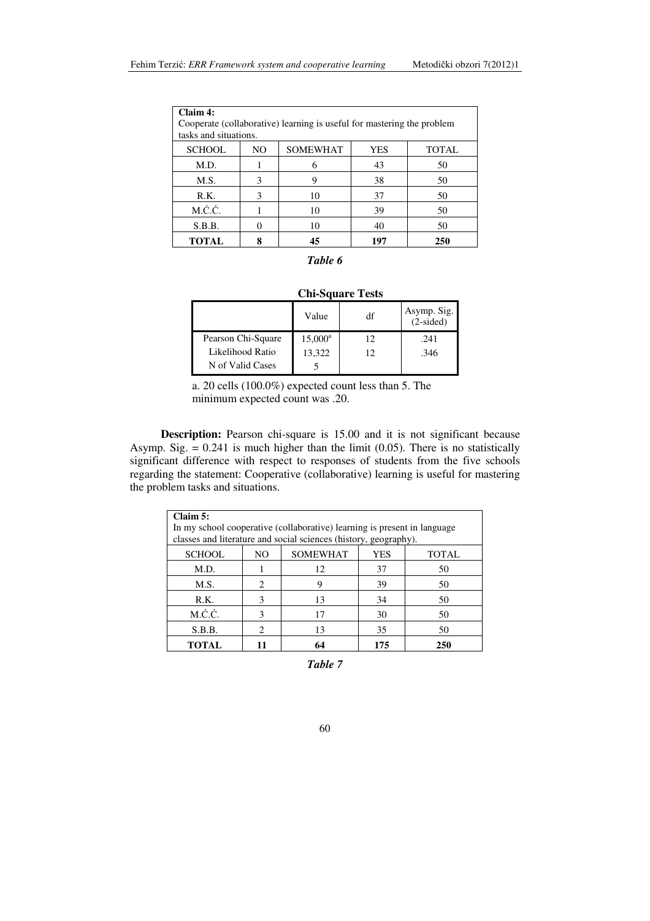| **Claim 4:** Cooperate (collaborative) learning is useful for mastering the problem tasks and situations. | | | | |
|---|---|---|---|---|
| SCHOOL | NO | SOMEWHAT | YES | TOTAL |
| M.D. | 1 | 6 | 43 | 50 |
| M.S. | 3 | 9 | 38 | 50 |
| R.K. | 3 | 10 | 37 | 50 |
| M.Ć.Ć. | 1 | 10 | 39 | 50 |
| S.B.B. | 0 | 10 | 40 | 50 |
| **TOTAL** | **8** | **45** | **197** | **250** |

*Table 6*

**Chi-Square Tests**

| | Value | df | Asymp. Sig. (2-sided) |
|---|---|---|---|
| Pearson Chi-Square | 15,000[a] | 12 | .241 |
| Likelihood Ratio | 13,322 | 12 | .346 |
| N of Valid Cases | 5 | | |

a. 20 cells (100.0%) expected count less than 5. The minimum expected count was .20.

**Description:** Pearson chi-square is 15.00 and it is not significant because Asymp. Sig. = 0.241 is much higher than the limit (0.05). There is no statistically significant difference with respect to responses of students from the five schools regarding the statement: Cooperative (collaborative) learning is useful for mastering the problem tasks and situations.

| **Claim 5:** In my school cooperative (collaborative) learning is present in language classes and literature and social sciences (history, geography). | | | | |
|---|---|---|---|---|
| SCHOOL | NO | SOMEWHAT | YES | TOTAL |
| M.D. | 1 | 12 | 37 | 50 |
| M.S. | 2 | 9 | 39 | 50 |
| R.K. | 3 | 13 | 34 | 50 |
| M.Ć.Ć. | 3 | 17 | 30 | 50 |
| S.B.B. | 2 | 13 | 35 | 50 |
| **TOTAL** | **11** | **64** | **175** | **250** |

*Table 7*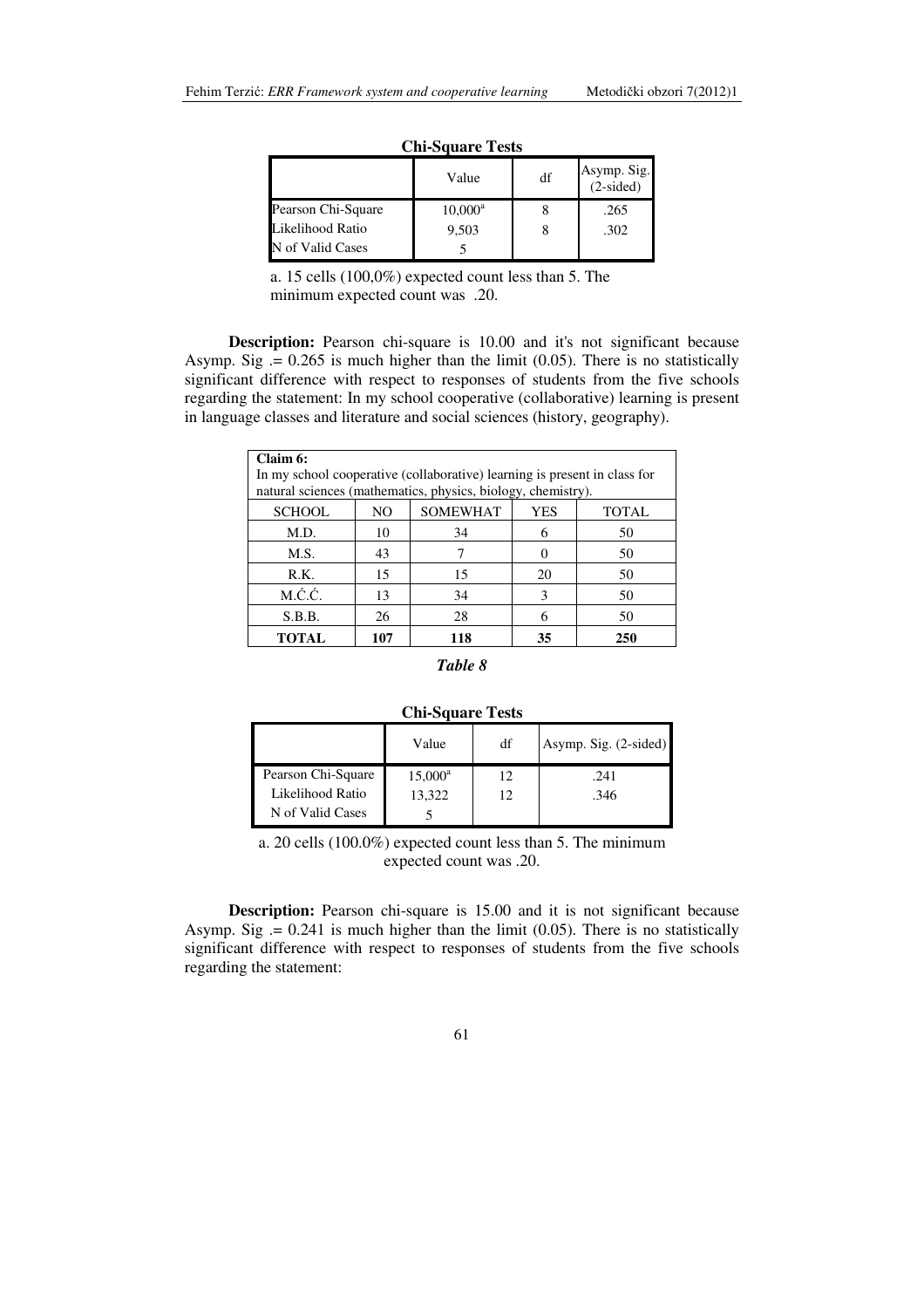**Chi-Square Tests**

| | Value | df | Asymp. Sig. (2-sided) |
|---|---|---|---|
| Pearson Chi-Square | 10,000[a] | 8 | .265 |
| Likelihood Ratio | 9,503 | 8 | .302 |
| N of Valid Cases | 5 | | |

a. 15 cells (100,0%) expected count less than 5. The minimum expected count was .20.

**Description:** Pearson chi-square is 10.00 and it's not significant because Asymp. Sig .= 0.265 is much higher than the limit (0.05). There is no statistically significant difference with respect to responses of students from the five schools regarding the statement: In my school cooperative (collaborative) learning is present in language classes and literature and social sciences (history, geography).

| **Claim 6:** In my school cooperative (collaborative) learning is present in class for natural sciences (mathematics, physics, biology, chemistry). | | | | |
|---|---|---|---|---|
| SCHOOL | NO | SOMEWHAT | YES | TOTAL |
| M.D. | 10 | 34 | 6 | 50 |
| M.S. | 43 | 7 | 0 | 50 |
| R.K. | 15 | 15 | 20 | 50 |
| M.Ć.Ć. | 13 | 34 | 3 | 50 |
| S.B.B. | 26 | 28 | 6 | 50 |
| **TOTAL** | **107** | **118** | **35** | **250** |

*Table 8*

**Chi-Square Tests**

| | Value | df | Asymp. Sig. (2-sided) |
|---|---|---|---|
| Pearson Chi-Square | 15,000[a] | 12 | .241 |
| Likelihood Ratio | 13,322 | 12 | .346 |
| N of Valid Cases | 5 | | |

a. 20 cells (100.0%) expected count less than 5. The minimum expected count was .20.

**Description:** Pearson chi-square is 15.00 and it is not significant because Asymp. Sig .= 0.241 is much higher than the limit (0.05). There is no statistically significant difference with respect to responses of students from the five schools regarding the statement: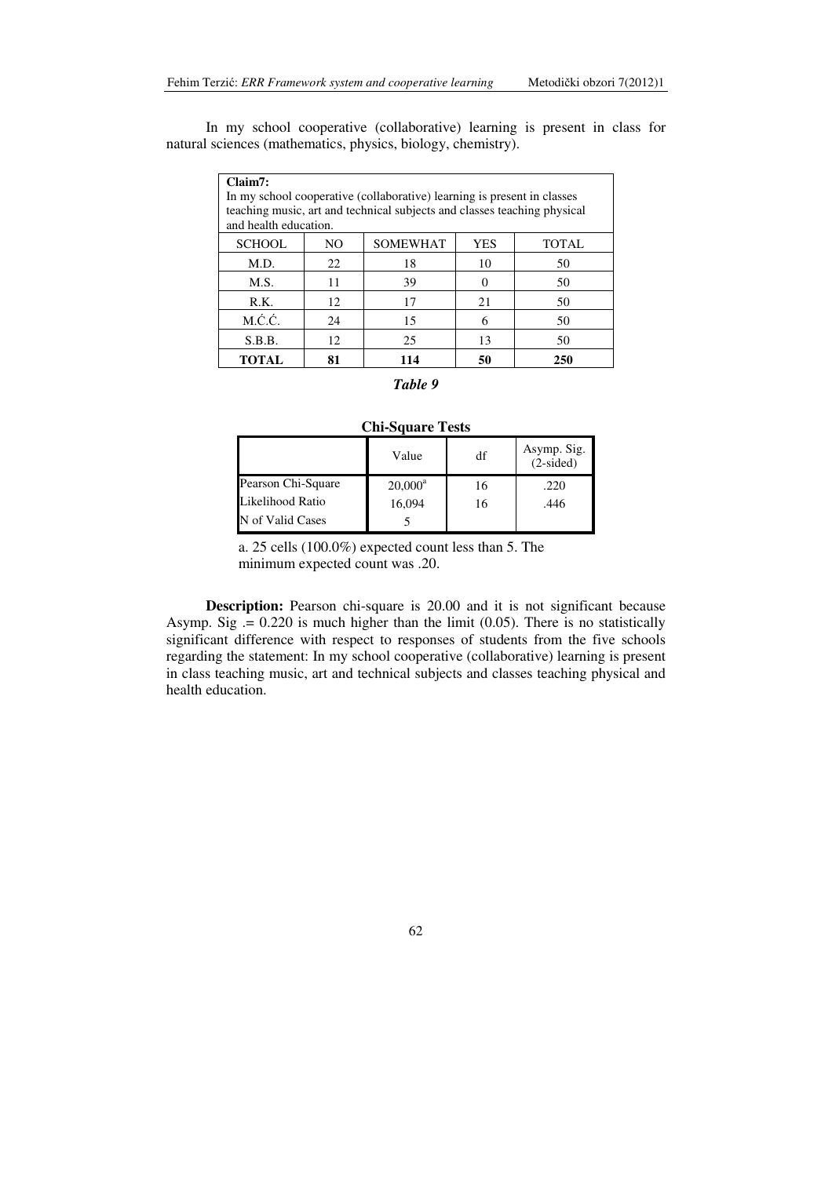In my school cooperative (collaborative) learning is present in class for natural sciences (mathematics, physics, biology, chemistry).

| **Claim7:** In my school cooperative (collaborative) learning is present in classes teaching music, art and technical subjects and classes teaching physical and health education. | | | | |
|---|---|---|---|---|
| SCHOOL | NO | SOMEWHAT | YES | TOTAL |
| M.D. | 22 | 18 | 10 | 50 |
| M.S. | 11 | 39 | 0 | 50 |
| R.K. | 12 | 17 | 21 | 50 |
| M.Ć.Ć. | 24 | 15 | 6 | 50 |
| S.B.B. | 12 | 25 | 13 | 50 |
| **TOTAL** | **81** | **114** | **50** | **250** |

***Table 9***

**Chi-Square Tests**

| | Value | df | Asymp. Sig. (2-sided) |
|---|---|---|---|
| Pearson Chi-Square | 20,000[a] | 16 | .220 |
| Likelihood Ratio | 16,094 | 16 | .446 |
| N of Valid Cases | 5 | | |

a. 25 cells (100.0%) expected count less than 5. The minimum expected count was .20.

**Description:** Pearson chi-square is 20.00 and it is not significant because Asymp. Sig .= 0.220 is much higher than the limit (0.05). There is no statistically significant difference with respect to responses of students from the five schools regarding the statement: In my school cooperative (collaborative) learning is present in class teaching music, art and technical subjects and classes teaching physical and health education.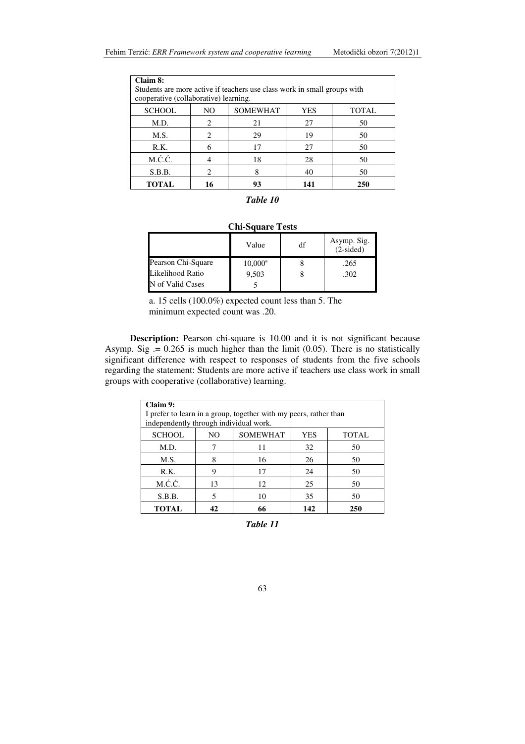| **Claim 8:** Students are more active if teachers use class work in small groups with cooperative (collaborative) learning. | | | | |
|---|---|---|---|---|
| SCHOOL | NO | SOMEWHAT | YES | TOTAL |
| M.D. | 2 | 21 | 27 | 50 |
| M.S. | 2 | 29 | 19 | 50 |
| R.K. | 6 | 17 | 27 | 50 |
| M.Ć.Ć. | 4 | 18 | 28 | 50 |
| S.B.B. | 2 | 8 | 40 | 50 |
| **TOTAL** | **16** | **93** | **141** | **250** |

***Table 10***

**Chi-Square Tests**

| | Value | df | Asymp. Sig. (2-sided) |
|---|---|---|---|
| Pearson Chi-Square | 10,000[a] | 8 | .265 |
| Likelihood Ratio | 9,503 | 8 | .302 |
| N of Valid Cases | 5 | | |

a. 15 cells (100.0%) expected count less than 5. The minimum expected count was .20.

**Description:** Pearson chi-square is 10.00 and it is not significant because Asymp. Sig .= 0.265 is much higher than the limit (0.05). There is no statistically significant difference with respect to responses of students from the five schools regarding the statement: Students are more active if teachers use class work in small groups with cooperative (collaborative) learning.

| **Claim 9:** I prefer to learn in a group, together with my peers, rather than independently through individual work. | | | | |
|---|---|---|---|---|
| SCHOOL | NO | SOMEWHAT | YES | TOTAL |
| M.D. | 7 | 11 | 32 | 50 |
| M.S. | 8 | 16 | 26 | 50 |
| R.K. | 9 | 17 | 24 | 50 |
| M.Ć.Ć. | 13 | 12 | 25 | 50 |
| S.B.B. | 5 | 10 | 35 | 50 |
| **TOTAL** | **42** | **66** | **142** | **250** |

***Table 11***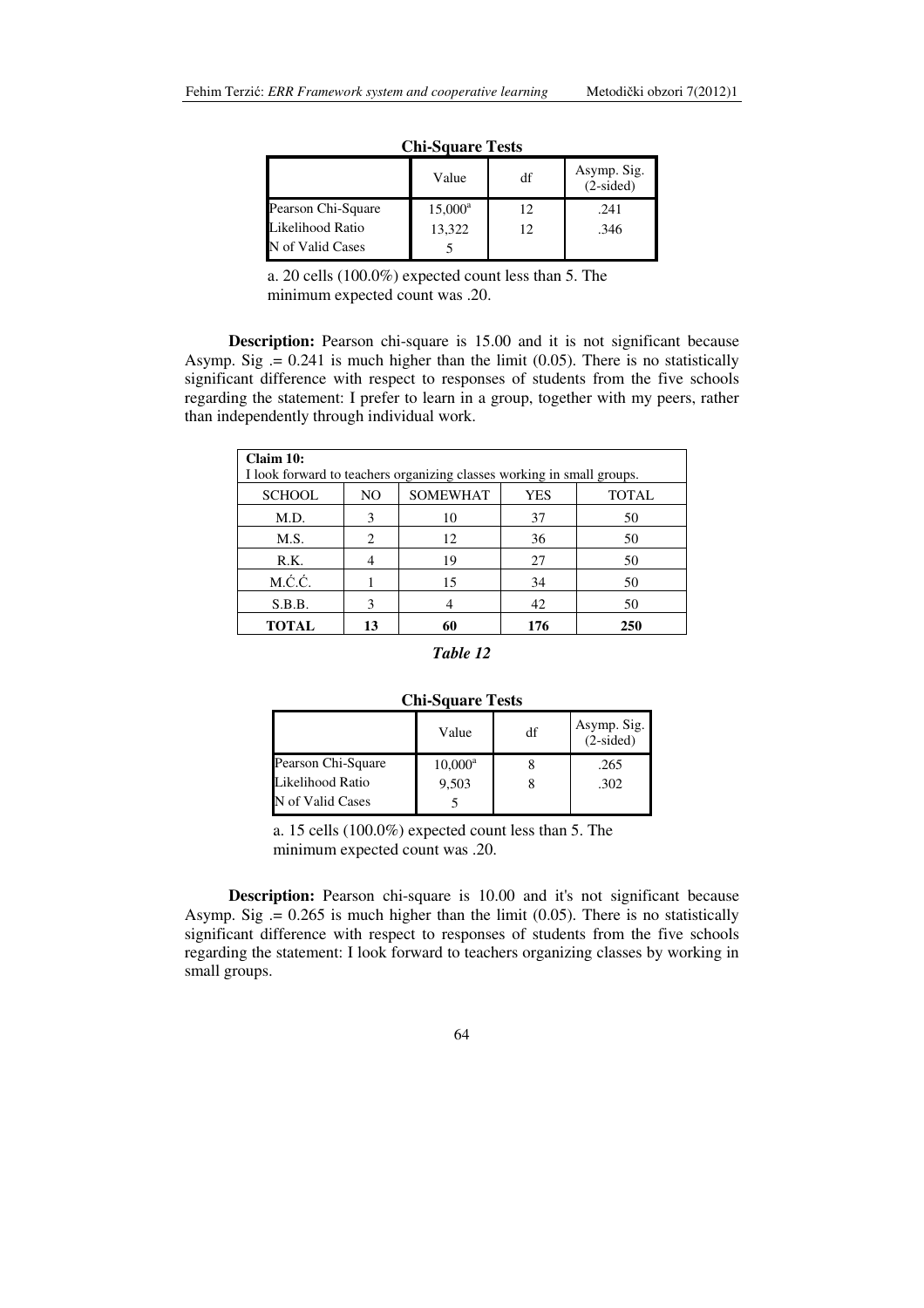**Chi-Square Tests**

| | Value | df | Asymp. Sig. (2-sided) |
|---|---|---|---|
| Pearson Chi-Square | 15,000[a] | 12 | .241 |
| Likelihood Ratio | 13,322 | 12 | .346 |
| N of Valid Cases | 5 | | |

a. 20 cells (100.0%) expected count less than 5. The minimum expected count was .20.

**Description:** Pearson chi-square is 15.00 and it is not significant because Asymp. Sig .= 0.241 is much higher than the limit (0.05). There is no statistically significant difference with respect to responses of students from the five schools regarding the statement: I prefer to learn in a group, together with my peers, rather than independently through individual work.

| **Claim 10:** I look forward to teachers organizing classes working in small groups. | | | | |
|---|---|---|---|---|
| SCHOOL | NO | SOMEWHAT | YES | TOTAL |
| M.D. | 3 | 10 | 37 | 50 |
| M.S. | 2 | 12 | 36 | 50 |
| R.K. | 4 | 19 | 27 | 50 |
| M.Ć.Č. | 1 | 15 | 34 | 50 |
| S.B.B. | 3 | 4 | 42 | 50 |
| **TOTAL** | **13** | **60** | **176** | **250** |

*Table 12*

**Chi-Square Tests**

| | Value | df | Asymp. Sig. (2-sided) |
|---|---|---|---|
| Pearson Chi-Square | 10,000[a] | 8 | .265 |
| Likelihood Ratio | 9,503 | 8 | .302 |
| N of Valid Cases | 5 | | |

a. 15 cells (100.0%) expected count less than 5. The minimum expected count was .20.

**Description:** Pearson chi-square is 10.00 and it's not significant because Asymp. Sig .= 0.265 is much higher than the limit (0.05). There is no statistically significant difference with respect to responses of students from the five schools regarding the statement: I look forward to teachers organizing classes by working in small groups.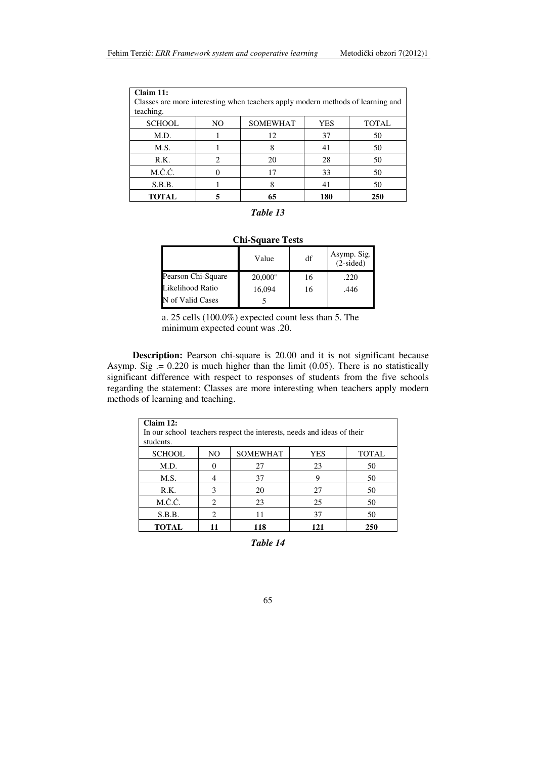| **Claim 11:** Classes are more interesting when teachers apply modern methods of learning and teaching. | | | | |
|---|---|---|---|---|
| SCHOOL | NO | SOMEWHAT | YES | TOTAL |
| M.D. | 1 | 12 | 37 | 50 |
| M.S. | 1 | 8 | 41 | 50 |
| R.K. | 2 | 20 | 28 | 50 |
| M.Ć.Ć. | 0 | 17 | 33 | 50 |
| S.B.B. | 1 | 8 | 41 | 50 |
| **TOTAL** | **5** | **65** | **180** | **250** |

***Table 13***

**Chi-Square Tests**

| | Value | df | Asymp. Sig. (2-sided) |
|---|---|---|---|
| Pearson Chi-Square | 20,000[a] | 16 | .220 |
| Likelihood Ratio | 16,094 | 16 | .446 |
| N of Valid Cases | 5 | | |

a. 25 cells (100.0%) expected count less than 5. The minimum expected count was .20.

**Description:** Pearson chi-square is 20.00 and it is not significant because Asymp. Sig .= 0.220 is much higher than the limit (0.05). There is no statistically significant difference with respect to responses of students from the five schools regarding the statement: Classes are more interesting when teachers apply modern methods of learning and teaching.

| **Claim 12:** In our school teachers respect the interests, needs and ideas of their students. | | | | |
|---|---|---|---|---|
| SCHOOL | NO | SOMEWHAT | YES | TOTAL |
| M.D. | 0 | 27 | 23 | 50 |
| M.S. | 4 | 37 | 9 | 50 |
| R.K. | 3 | 20 | 27 | 50 |
| M.Ć.Ć. | 2 | 23 | 25 | 50 |
| S.B.B. | 2 | 11 | 37 | 50 |
| **TOTAL** | **11** | **118** | **121** | **250** |

***Table 14***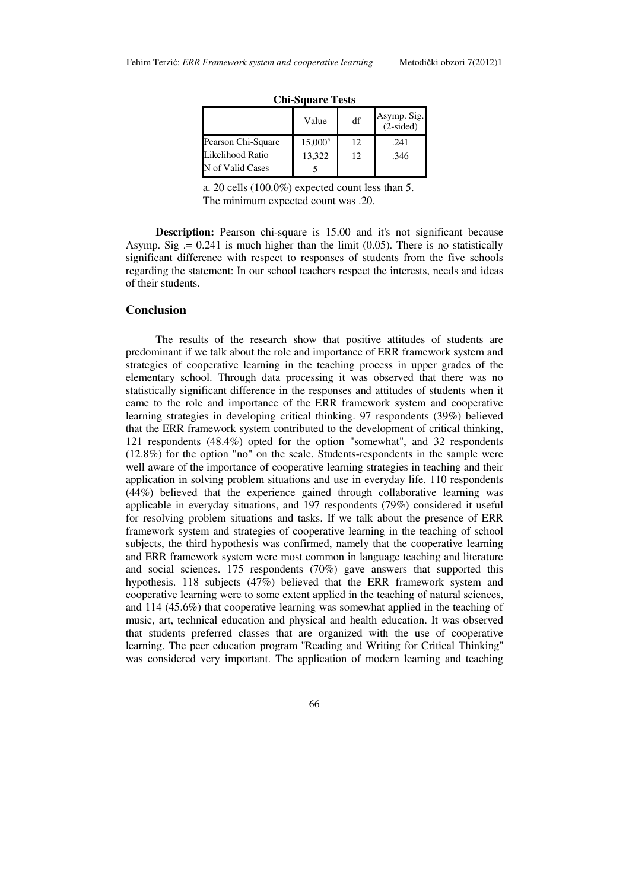**Chi-Square Tests**

| | Value | df | Asymp. Sig. (2-sided) |
|---|---|---|---|
| Pearson Chi-Square | 15,000[a] | 12 | .241 |
| Likelihood Ratio | 13,322 | 12 | .346 |
| N of Valid Cases | 5 | | |

a. 20 cells (100.0%) expected count less than 5. The minimum expected count was .20.

**Description:** Pearson chi-square is 15.00 and it's not significant because Asymp. Sig .= 0.241 is much higher than the limit (0.05). There is no statistically significant difference with respect to responses of students from the five schools regarding the statement: In our school teachers respect the interests, needs and ideas of their students.

## Conclusion

The results of the research show that positive attitudes of students are predominant if we talk about the role and importance of ERR framework system and strategies of cooperative learning in the teaching process in upper grades of the elementary school. Through data processing it was observed that there was no statistically significant difference in the responses and attitudes of students when it came to the role and importance of the ERR framework system and cooperative learning strategies in developing critical thinking. 97 respondents (39%) believed that the ERR framework system contributed to the development of critical thinking, 121 respondents (48.4%) opted for the option "somewhat", and 32 respondents (12.8%) for the option "no" on the scale. Students-respondents in the sample were well aware of the importance of cooperative learning strategies in teaching and their application in solving problem situations and use in everyday life. 110 respondents (44%) believed that the experience gained through collaborative learning was applicable in everyday situations, and 197 respondents (79%) considered it useful for resolving problem situations and tasks. If we talk about the presence of ERR framework system and strategies of cooperative learning in the teaching of school subjects, the third hypothesis was confirmed, namely that the cooperative learning and ERR framework system were most common in language teaching and literature and social sciences. 175 respondents (70%) gave answers that supported this hypothesis. 118 subjects (47%) believed that the ERR framework system and cooperative learning were to some extent applied in the teaching of natural sciences, and 114 (45.6%) that cooperative learning was somewhat applied in the teaching of music, art, technical education and physical and health education. It was observed that students preferred classes that are organized with the use of cooperative learning. The peer education program "Reading and Writing for Critical Thinking" was considered very important. The application of modern learning and teaching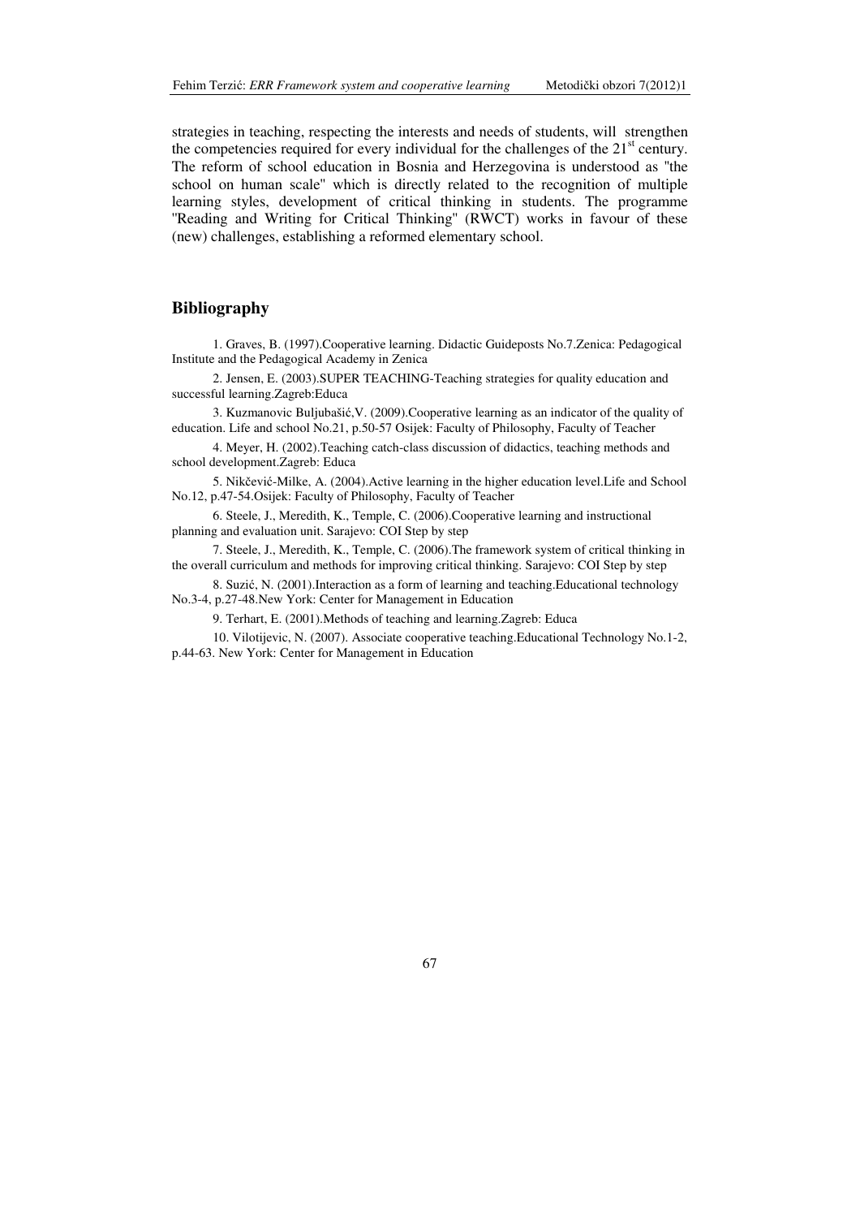strategies in teaching, respecting the interests and needs of students, will strengthen the competencies required for every individual for the challenges of the 21st century. The reform of school education in Bosnia and Herzegovina is understood as "the school on human scale" which is directly related to the recognition of multiple learning styles, development of critical thinking in students. The programme "Reading and Writing for Critical Thinking" (RWCT) works in favour of these (new) challenges, establishing a reformed elementary school.

## Bibliography

1. Graves, B. (1997).Cooperative learning. Didactic Guideposts No.7.Zenica: Pedagogical Institute and the Pedagogical Academy in Zenica

2. Jensen, E. (2003).SUPER TEACHING-Teaching strategies for quality education and successful learning.Zagreb:Educa

3. Kuzmanovic Buljubašić,V. (2009).Cooperative learning as an indicator of the quality of education. Life and school No.21, p.50-57 Osijek: Faculty of Philosophy, Faculty of Teacher

4. Meyer, H. (2002).Teaching catch-class discussion of didactics, teaching methods and school development.Zagreb: Educa

5. Nikčević-Milke, A. (2004).Active learning in the higher education level.Life and School No.12, p.47-54.Osijek: Faculty of Philosophy, Faculty of Teacher

6. Steele, J., Meredith, K., Temple, C. (2006).Cooperative learning and instructional planning and evaluation unit. Sarajevo: COI Step by step

7. Steele, J., Meredith, K., Temple, C. (2006).The framework system of critical thinking in the overall curriculum and methods for improving critical thinking. Sarajevo: COI Step by step

8. Suzić, N. (2001).Interaction as a form of learning and teaching.Educational technology No.3-4, p.27-48.New York: Center for Management in Education

9. Terhart, E. (2001).Methods of teaching and learning.Zagreb: Educa

10. Vilotijevic, N. (2007). Associate cooperative teaching.Educational Technology No.1-2, p.44-63. New York: Center for Management in Education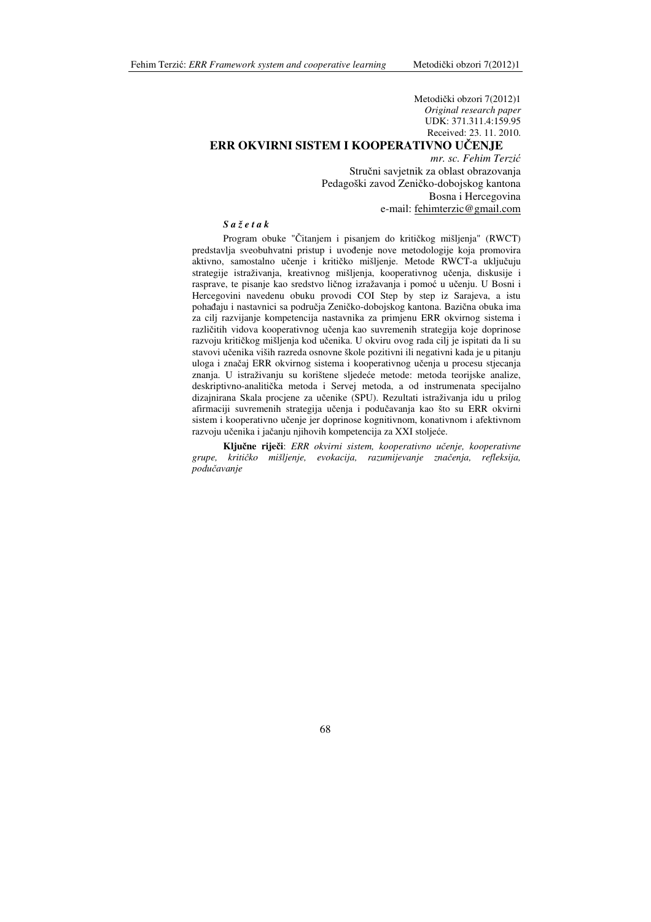Metodički obzori 7(2012)1
*Original research paper*
UDK: 371.311.4:159.95
Received: 23. 11. 2010.

# ERR OKVIRNI SISTEM I KOOPERATIVNO UČENJE

*mr. sc. Fehim Terzić*
Stručni savjetnik za oblast obrazovanja
Pedagoški zavod Zeničko-dobojskog kantona
Bosna i Hercegovina
e-mail: fehimterzic@gmail.com

***S a ž e t a k***

Program obuke "Čitanjem i pisanjem do kritičkog mišljenja" (RWCT) predstavlja sveobuhvatni pristup i uvođenje nove metodologije koja promovira aktivno, samostalno učenje i kritičko mišljenje. Metode RWCT-a uključuju strategije istraživanja, kreativnog mišljenja, kooperativnog učenja, diskusije i rasprave, te pisanje kao sredstvo ličnog izražavanja i pomoć u učenju. U Bosni i Hercegovini navedenu obuku provodi COI Step by step iz Sarajeva, a istu pohađaju i nastavnici sa područja Zeničko-dobojskog kantona. Bazična obuka ima za cilj razvijanje kompetencija nastavnika za primjenu ERR okvirnog sistema i različitih vidova kooperativnog učenja kao suvremenih strategija koje doprinose razvoju kritičkog mišljenja kod učenika. U okviru ovog rada cilj je ispitati da li su stavovi učenika viših razreda osnovne škole pozitivni ili negativni kada je u pitanju uloga i značaj ERR okvirnog sistema i kooperativnog učenja u procesu stjecanja znanja. U istraživanju su korištene sljedeće metode: metoda teorijske analize, deskriptivno-analitička metoda i Servej metoda, a od instrumenata specijalno dizajnirana Skala procjene za učenike (SPU). Rezultati istraživanja idu u prilog afirmaciji suvremenih strategija učenja i podučavanja kao što su ERR okvirni sistem i kooperativno učenje jer doprinose kognitivnom, konativnom i afektivnom razvoju učenika i jačanju njihovih kompetencija za XXI stoljeće.

**Ključne riječi**: *ERR okvirni sistem, kooperativno učenje, kooperativne grupe, kritičko mišljenje, evokacija, razumijevanje značenja, refleksija, podučavanje*